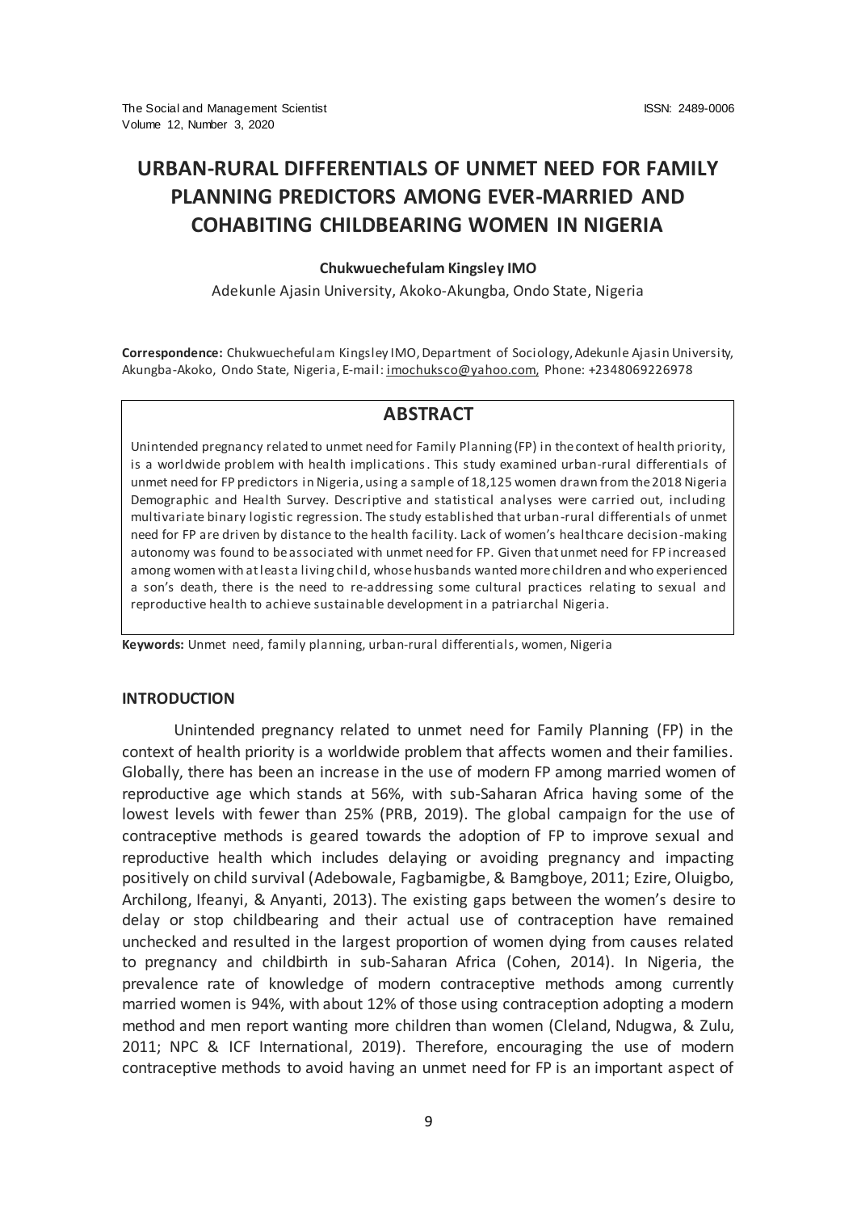# URBAN-RURAL DIFFERENTIALS OF UNMET NEED FOR FAMILY PLANNING PREDICTORS AMONG EVER-MARRIED AND COHABITING CHILDBEARING WOMEN IN NIGERIA

**Chukwuechefulam Kingsley IMO**

Adekunle Ajasin University, Akoko-Akungba, Ondo State, Nigeria

**Correspondence:** Chukwuechefulam Kingsley IMO, Department of Sociology, Adekunle Ajasin University, Akungba-Akoko, Ondo State, Nigeria, E-mail: imochuksco@yahoo.com, Phone: +2348069226978

## ABSTRACT

Unintended pregnancy related to unmet need for Family Planning (FP) in the context of health priority, is a worldwide problem with health implications. This study examined urban-rural differentials of unmet need for FP predictors in Nigeria, using a sample of 18,125 women drawn from the 2018 Nigeria Demographic and Health Survey. Descriptive and statistical analyses were carried out, including multivariate binary logistic regression. The study established that urban-rural differentials of unmet need for FP are driven by distance to the health facility. Lack of women's healthcare decision-making autonomy was found to be associated with unmet need for FP. Given that unmet need for FP increased among women with at least a living child, whose husbands wanted more children and who experienced a son's death, there is the need to re-addressing some cultural practices relating to sexual and reproductive health to achieve sustainable development in a patriarchal Nigeria.

**Keywords:** Unmet need, family planning, urban-rural differentials, women, Nigeria

## INTRODUCTION

Unintended pregnancy related to unmet need for Family Planning (FP) in the context of health priority is a worldwide problem that affects women and their families. Globally, there has been an increase in the use of modern FP among married women of reproductive age which stands at 56%, with sub-Saharan Africa having some of the lowest levels with fewer than 25% (PRB, 2019). The global campaign for the use of contraceptive methods is geared towards the adoption of FP to improve sexual and reproductive health which includes delaying or avoiding pregnancy and impacting positively on child survival (Adebowale, Fagbamigbe, & Bamgboye, 2011; Ezire, Oluigbo, Archilong, Ifeanyi, & Anyanti, 2013). The existing gaps between the women's desire to delay or stop childbearing and their actual use of contraception have remained unchecked and resulted in the largest proportion of women dying from causes related to pregnancy and childbirth in sub-Saharan Africa (Cohen, 2014). In Nigeria, the prevalence rate of knowledge of modern contraceptive methods among currently married women is 94%, with about 12% of those using contraception adopting a modern method and men report wanting more children than women (Cleland, Ndugwa, & Zulu, 2011; NPC & ICF International, 2019). Therefore, encouraging the use of modern contraceptive methods to avoid having an unmet need for FP is an important aspect of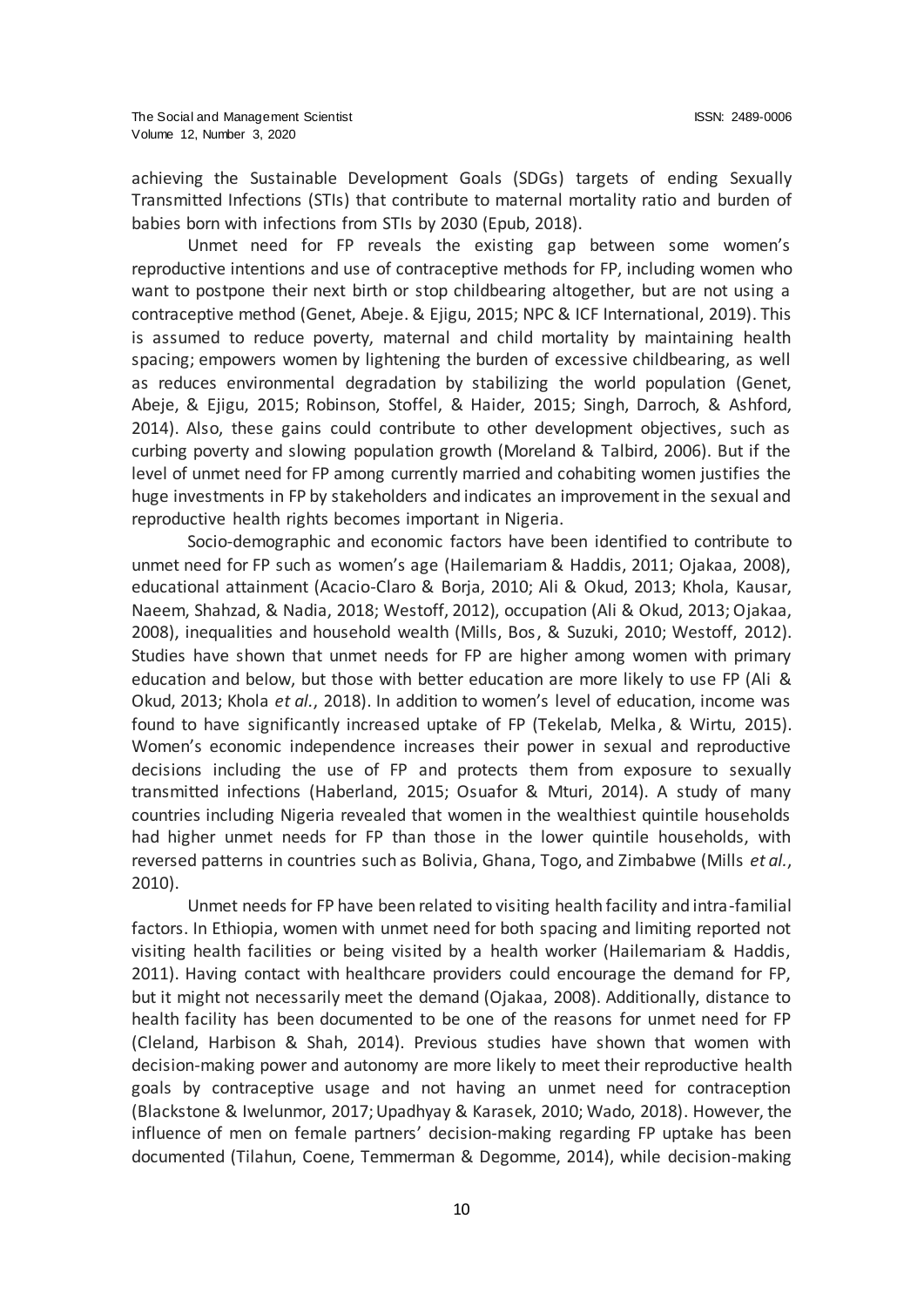achieving the Sustainable Development Goals (SDGs) targets of ending Sexually Transmitted Infections (STIs) that contribute to maternal mortality ratio and burden of babies born with infections from STIs by 2030 (Epub, 2018).

Unmet need for FP reveals the existing gap between some women's reproductive intentions and use of contraceptive methods for FP, including women who want to postpone their next birth or stop childbearing altogether, but are not using a contraceptive method (Genet, Abeje. & Ejigu, 2015; NPC & ICF International, 2019). This is assumed to reduce poverty, maternal and child mortality by maintaining health spacing; empowers women by lightening the burden of excessive childbearing, as well as reduces environmental degradation by stabilizing the world population (Genet, Abeje, & Ejigu, 2015; Robinson, Stoffel, & Haider, 2015; Singh, Darroch, & Ashford, 2014). Also, these gains could contribute to other development objectives, such as curbing poverty and slowing population growth (Moreland & Talbird, 2006). But if the level of unmet need for FP among currently married and cohabiting women justifies the huge investments in FP by stakeholders and indicates an improvement in the sexual and reproductive health rights becomes important in Nigeria.

Socio-demographic and economic factors have been identified to contribute to unmet need for FP such as women's age (Hailemariam & Haddis, 2011; Ojakaa, 2008), educational attainment (Acacio-Claro & Borja, 2010; Ali & Okud, 2013; Khola, Kausar, Naeem, Shahzad, & Nadia, 2018; Westoff, 2012), occupation (Ali & Okud, 2013; Ojakaa, 2008), inequalities and household wealth (Mills, Bos, & Suzuki, 2010; Westoff, 2012). Studies have shown that unmet needs for FP are higher among women with primary education and below, but those with better education are more likely to use FP (Ali & Okud, 2013; Khola *et al.*, 2018). In addition to women's level of education, income was found to have significantly increased uptake of FP (Tekelab, Melka, & Wirtu, 2015). Women's economic independence increases their power in sexual and reproductive decisions including the use of FP and protects them from exposure to sexually transmitted infections (Haberland, 2015; Osuafor & Mturi, 2014). A study of many countries including Nigeria revealed that women in the wealthiest quintile households had higher unmet needs for FP than those in the lower quintile households, with reversed patterns in countries such as Bolivia, Ghana, Togo, and Zimbabwe (Mills *et al.*, 2010).

Unmet needs for FP have been related to visiting health facility and intra-familial factors. In Ethiopia, women with unmet need for both spacing and limiting reported not visiting health facilities or being visited by a health worker (Hailemariam & Haddis, 2011). Having contact with healthcare providers could encourage the demand for FP, but it might not necessarily meet the demand (Ojakaa, 2008). Additionally, distance to health facility has been documented to be one of the reasons for unmet need for FP (Cleland, Harbison & Shah, 2014). Previous studies have shown that women with decision-making power and autonomy are more likely to meet their reproductive health goals by contraceptive usage and not having an unmet need for contraception (Blackstone & Iwelunmor, 2017; Upadhyay & Karasek, 2010; Wado, 2018). However, the influence of men on female partners' decision-making regarding FP uptake has been documented (Tilahun, Coene, Temmerman & Degomme, 2014), while decision-making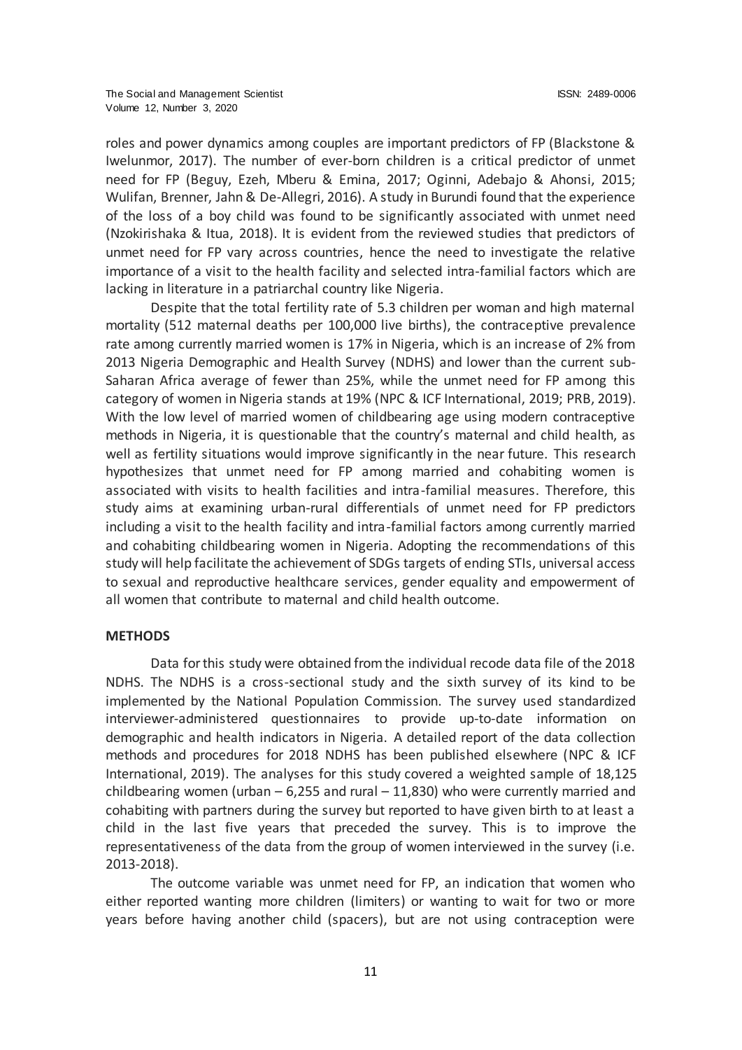roles and power dynamics among couples are important predictors of FP (Blackstone & Iwelunmor, 2017). The number of ever-born children is a critical predictor of unmet need for FP (Beguy, Ezeh, Mberu & Emina, 2017; Oginni, Adebajo & Ahonsi, 2015; Wulifan, Brenner, Jahn & De-Allegri, 2016). A study in Burundi found that the experience of the loss of a boy child was found to be significantly associated with unmet need (Nzokirishaka & Itua, 2018). It is evident from the reviewed studies that predictors of unmet need for FP vary across countries, hence the need to investigate the relative importance of a visit to the health facility and selected intra-familial factors which are lacking in literature in a patriarchal country like Nigeria.

Despite that the total fertility rate of 5.3 children per woman and high maternal mortality (512 maternal deaths per 100,000 live births), the contraceptive prevalence rate among currently married women is 17% in Nigeria, which is an increase of 2% from 2013 Nigeria Demographic and Health Survey (NDHS) and lower than the current sub-Saharan Africa average of fewer than 25%, while the unmet need for FP among this category of women in Nigeria stands at 19% (NPC & ICF International, 2019; PRB, 2019). With the low level of married women of childbearing age using modern contraceptive methods in Nigeria, it is questionable that the country's maternal and child health, as well as fertility situations would improve significantly in the near future. This research hypothesizes that unmet need for FP among married and cohabiting women is associated with visits to health facilities and intra-familial measures. Therefore, this study aims at examining urban-rural differentials of unmet need for FP predictors including a visit to the health facility and intra-familial factors among currently married and cohabiting childbearing women in Nigeria. Adopting the recommendations of this study will help facilitate the achievement of SDGs targets of ending STIs, universal access to sexual and reproductive healthcare services, gender equality and empowerment of all women that contribute to maternal and child health outcome.

## METHODS

Data for this study were obtained from the individual recode data file of the 2018 NDHS. The NDHS is a cross-sectional study and the sixth survey of its kind to be implemented by the National Population Commission. The survey used standardized interviewer-administered questionnaires to provide up-to-date information on demographic and health indicators in Nigeria. A detailed report of the data collection methods and procedures for 2018 NDHS has been published elsewhere (NPC & ICF International, 2019). The analyses for this study covered a weighted sample of 18,125 childbearing women (urban – 6,255 and rural – 11,830) who were currently married and cohabiting with partners during the survey but reported to have given birth to at least a child in the last five years that preceded the survey. This is to improve the representativeness of the data from the group of women interviewed in the survey (i.e. 2013-2018).

The outcome variable was unmet need for FP, an indication that women who either reported wanting more children (limiters) or wanting to wait for two or more years before having another child (spacers), but are not using contraception were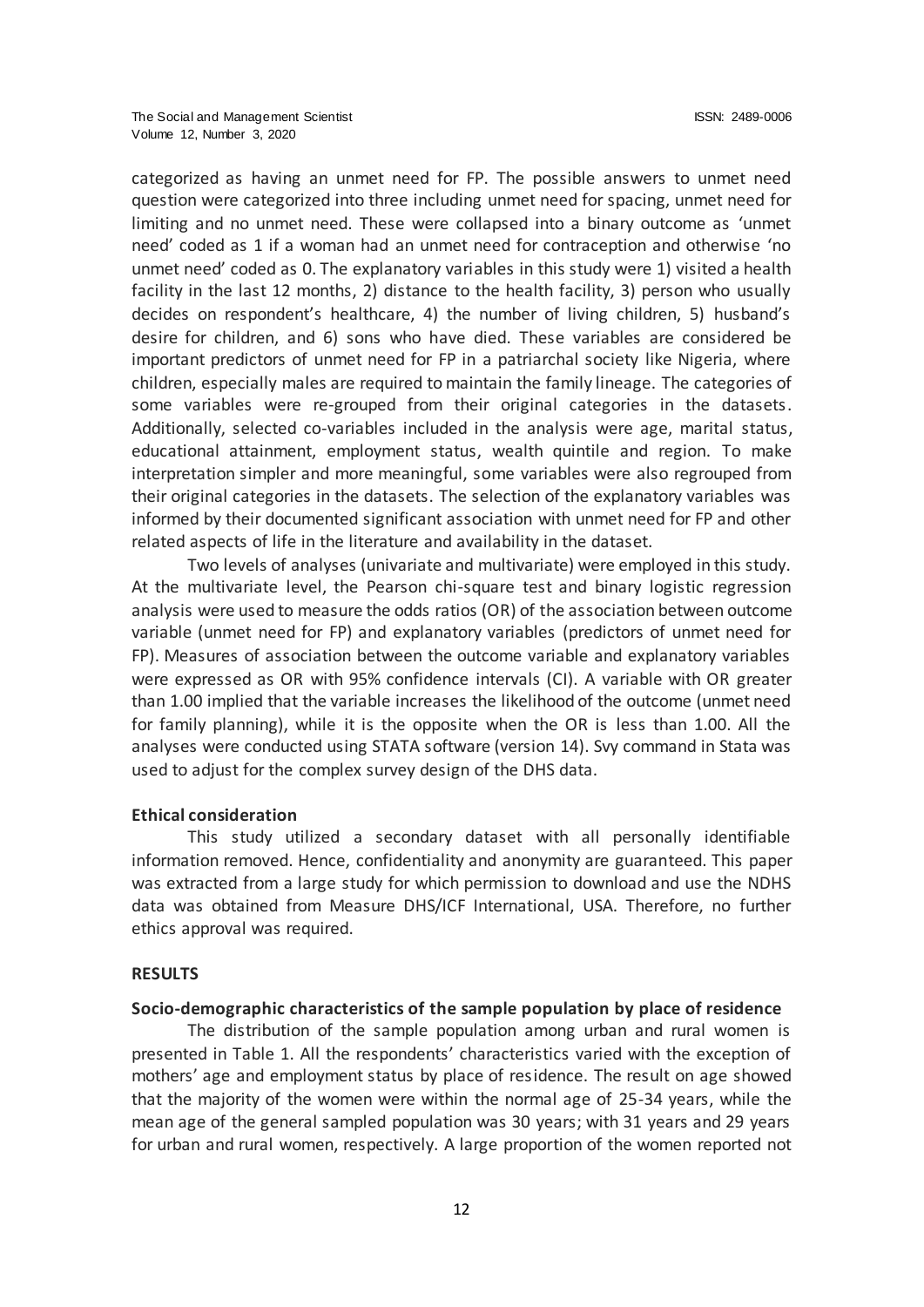categorized as having an unmet need for FP. The possible answers to unmet need question were categorized into three including unmet need for spacing, unmet need for limiting and no unmet need. These were collapsed into a binary outcome as 'unmet need' coded as 1 if a woman had an unmet need for contraception and otherwise 'no unmet need' coded as 0. The explanatory variables in this study were 1) visited a health facility in the last 12 months, 2) distance to the health facility, 3) person who usually decides on respondent's healthcare, 4) the number of living children, 5) husband's desire for children, and 6) sons who have died. These variables are considered be important predictors of unmet need for FP in a patriarchal society like Nigeria, where children, especially males are required to maintain the family lineage. The categories of some variables were re-grouped from their original categories in the datasets. Additionally, selected co-variables included in the analysis were age, marital status, educational attainment, employment status, wealth quintile and region. To make interpretation simpler and more meaningful, some variables were also regrouped from their original categories in the datasets. The selection of the explanatory variables was informed by their documented significant association with unmet need for FP and other related aspects of life in the literature and availability in the dataset.

Two levels of analyses (univariate and multivariate) were employed in this study. At the multivariate level, the Pearson chi-square test and binary logistic regression analysis were used to measure the odds ratios (OR) of the association between outcome variable (unmet need for FP) and explanatory variables (predictors of unmet need for FP). Measures of association between the outcome variable and explanatory variables were expressed as OR with 95% confidence intervals (CI). A variable with OR greater than 1.00 implied that the variable increases the likelihood of the outcome (unmet need for family planning), while it is the opposite when the OR is less than 1.00. All the analyses were conducted using STATA software (version 14). Svy command in Stata was used to adjust for the complex survey design of the DHS data.

**Ethical consideration**

This study utilized a secondary dataset with all personally identifiable information removed. Hence, confidentiality and anonymity are guaranteed. This paper was extracted from a large study for which permission to download and use the NDHS data was obtained from Measure DHS/ICF International, USA. Therefore, no further ethics approval was required.

## RESULTS

**Socio-demographic characteristics of the sample population by place of residence**

The distribution of the sample population among urban and rural women is presented in Table 1. All the respondents' characteristics varied with the exception of mothers' age and employment status by place of residence. The result on age showed that the majority of the women were within the normal age of 25-34 years, while the mean age of the general sampled population was 30 years; with 31 years and 29 years for urban and rural women, respectively. A large proportion of the women reported not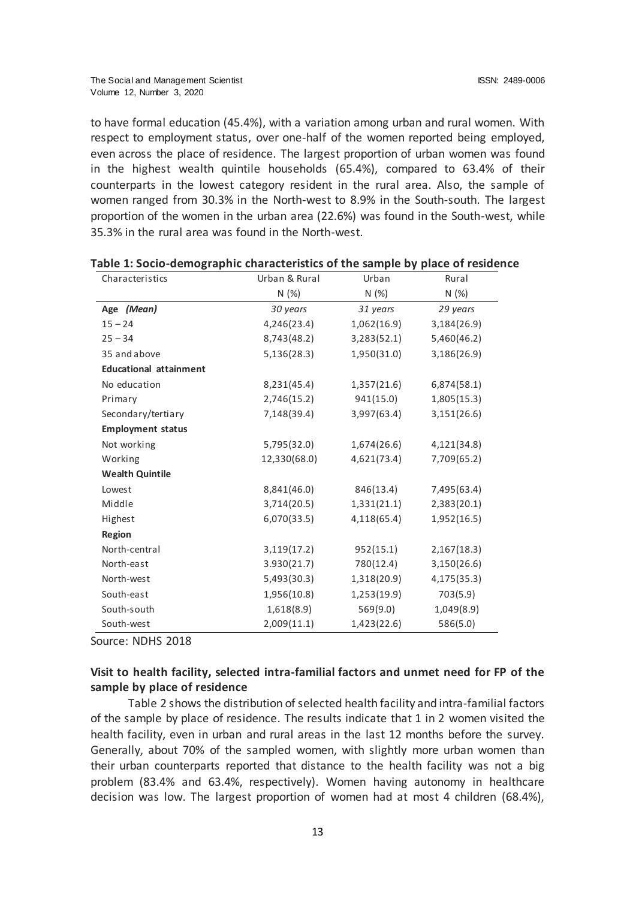to have formal education (45.4%), with a variation among urban and rural women. With respect to employment status, over one-half of the women reported being employed, even across the place of residence. The largest proportion of urban women was found in the highest wealth quintile households (65.4%), compared to 63.4% of their counterparts in the lowest category resident in the rural area. Also, the sample of women ranged from 30.3% in the North-west to 8.9% in the South-south. The largest proportion of the women in the urban area (22.6%) was found in the South-west, while 35.3% in the rural area was found in the North-west.

**Table 1: Socio-demographic characteristics of the sample by place of residence**

| Characteristics | Urban & Rural | Urban | Rural |
|---|---|---|---|
| | N (%) | N (%) | N (%) |
| **Age** *(Mean)* | *30 years* | *31 years* | *29 years* |
| 15 – 24 | 4,246(23.4) | 1,062(16.9) | 3,184(26.9) |
| 25 – 34 | 8,743(48.2) | 3,283(52.1) | 5,460(46.2) |
| 35 and above | 5,136(28.3) | 1,950(31.0) | 3,186(26.9) |
| **Educational attainment** | | | |
| No education | 8,231(45.4) | 1,357(21.6) | 6,874(58.1) |
| Primary | 2,746(15.2) | 941(15.0) | 1,805(15.3) |
| Secondary/tertiary | 7,148(39.4) | 3,997(63.4) | 3,151(26.6) |
| **Employment status** | | | |
| Not working | 5,795(32.0) | 1,674(26.6) | 4,121(34.8) |
| Working | 12,330(68.0) | 4,621(73.4) | 7,709(65.2) |
| **Wealth Quintile** | | | |
| Lowest | 8,841(46.0) | 846(13.4) | 7,495(63.4) |
| Middle | 3,714(20.5) | 1,331(21.1) | 2,383(20.1) |
| Highest | 6,070(33.5) | 4,118(65.4) | 1,952(16.5) |
| **Region** | | | |
| North-central | 3,119(17.2) | 952(15.1) | 2,167(18.3) |
| North-east | 3.930(21.7) | 780(12.4) | 3,150(26.6) |
| North-west | 5,493(30.3) | 1,318(20.9) | 4,175(35.3) |
| South-east | 1,956(10.8) | 1,253(19.9) | 703(5.9) |
| South-south | 1,618(8.9) | 569(9.0) | 1,049(8.9) |
| South-west | 2,009(11.1) | 1,423(22.6) | 586(5.0) |

Source: NDHS 2018

### Visit to health facility, selected intra-familial factors and unmet need for FP of the sample by place of residence

Table 2 shows the distribution of selected health facility and intra-familial factors of the sample by place of residence. The results indicate that 1 in 2 women visited the health facility, even in urban and rural areas in the last 12 months before the survey. Generally, about 70% of the sampled women, with slightly more urban women than their urban counterparts reported that distance to the health facility was not a big problem (83.4% and 63.4%, respectively). Women having autonomy in healthcare decision was low. The largest proportion of women had at most 4 children (68.4%),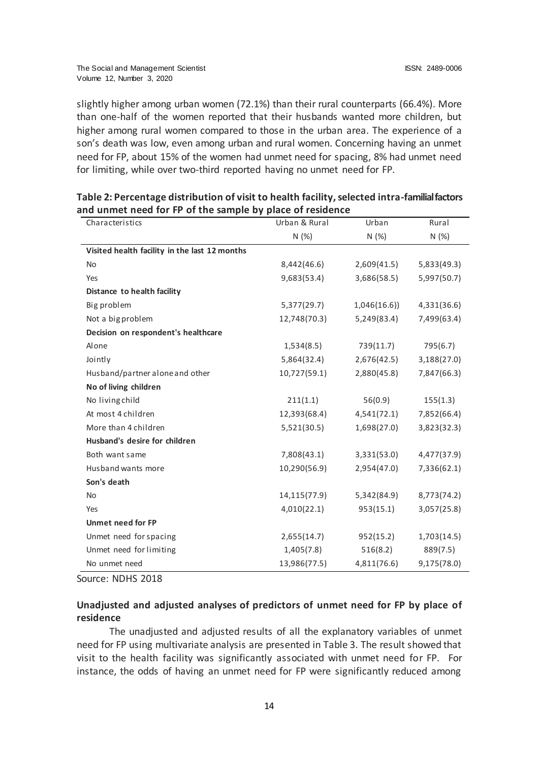slightly higher among urban women (72.1%) than their rural counterparts (66.4%). More than one-half of the women reported that their husbands wanted more children, but higher among rural women compared to those in the urban area. The experience of a son's death was low, even among urban and rural women. Concerning having an unmet need for FP, about 15% of the women had unmet need for spacing, 8% had unmet need for limiting, while over two-third reported having no unmet need for FP.

**Table 2: Percentage distribution of visit to health facility, selected intra-familial factors and unmet need for FP of the sample by place of residence**

| Characteristics | Urban & Rural | Urban | Rural |
|---|---|---|---|
| | N (%) | N (%) | N (%) |
| **Visited health facility in the last 12 months** | | | |
| No | 8,442(46.6) | 2,609(41.5) | 5,833(49.3) |
| Yes | 9,683(53.4) | 3,686(58.5) | 5,997(50.7) |
| **Distance to health facility** | | | |
| Big problem | 5,377(29.7) | 1,046(16.6)) | 4,331(36.6) |
| Not a big problem | 12,748(70.3) | 5,249(83.4) | 7,499(63.4) |
| **Decision on respondent's healthcare** | | | |
| Alone | 1,534(8.5) | 739(11.7) | 795(6.7) |
| Jointly | 5,864(32.4) | 2,676(42.5) | 3,188(27.0) |
| Husband/partner alone and other | 10,727(59.1) | 2,880(45.8) | 7,847(66.3) |
| **No of living children** | | | |
| No living child | 211(1.1) | 56(0.9) | 155(1.3) |
| At most 4 children | 12,393(68.4) | 4,541(72.1) | 7,852(66.4) |
| More than 4 children | 5,521(30.5) | 1,698(27.0) | 3,823(32.3) |
| **Husband's desire for children** | | | |
| Both want same | 7,808(43.1) | 3,331(53.0) | 4,477(37.9) |
| Husband wants more | 10,290(56.9) | 2,954(47.0) | 7,336(62.1) |
| **Son's death** | | | |
| No | 14,115(77.9) | 5,342(84.9) | 8,773(74.2) |
| Yes | 4,010(22.1) | 953(15.1) | 3,057(25.8) |
| **Unmet need for FP** | | | |
| Unmet need for spacing | 2,655(14.7) | 952(15.2) | 1,703(14.5) |
| Unmet need for limiting | 1,405(7.8) | 516(8.2) | 889(7.5) |
| No unmet need | 13,986(77.5) | 4,811(76.6) | 9,175(78.0) |

Source: NDHS 2018

### Unadjusted and adjusted analyses of predictors of unmet need for FP by place of residence

The unadjusted and adjusted results of all the explanatory variables of unmet need for FP using multivariate analysis are presented in Table 3. The result showed that visit to the health facility was significantly associated with unmet need for FP. For instance, the odds of having an unmet need for FP were significantly reduced among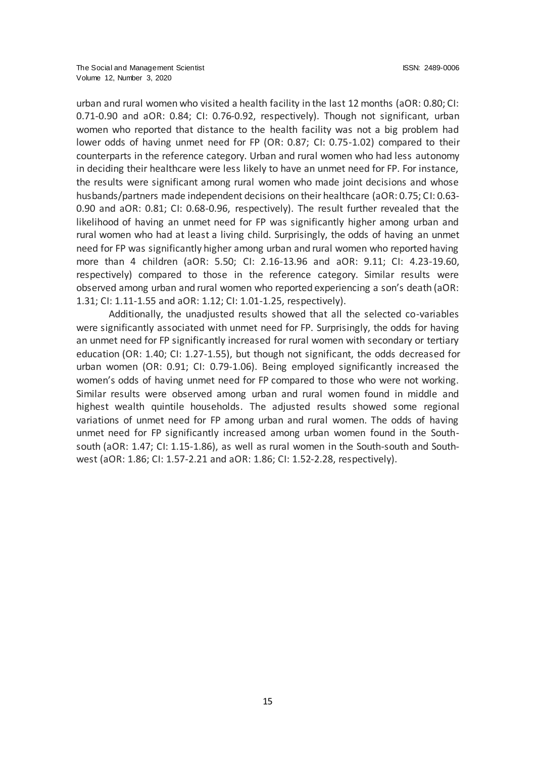urban and rural women who visited a health facility in the last 12 months (aOR: 0.80; CI: 0.71-0.90 and aOR: 0.84; CI: 0.76-0.92, respectively). Though not significant, urban women who reported that distance to the health facility was not a big problem had lower odds of having unmet need for FP (OR: 0.87; CI: 0.75-1.02) compared to their counterparts in the reference category. Urban and rural women who had less autonomy in deciding their healthcare were less likely to have an unmet need for FP. For instance, the results were significant among rural women who made joint decisions and whose husbands/partners made independent decisions on their healthcare (aOR: 0.75; CI: 0.63-0.90 and aOR: 0.81; CI: 0.68-0.96, respectively). The result further revealed that the likelihood of having an unmet need for FP was significantly higher among urban and rural women who had at least a living child. Surprisingly, the odds of having an unmet need for FP was significantly higher among urban and rural women who reported having more than 4 children (aOR: 5.50; CI: 2.16-13.96 and aOR: 9.11; CI: 4.23-19.60, respectively) compared to those in the reference category. Similar results were observed among urban and rural women who reported experiencing a son's death (aOR: 1.31; CI: 1.11-1.55 and aOR: 1.12; CI: 1.01-1.25, respectively).

Additionally, the unadjusted results showed that all the selected co-variables were significantly associated with unmet need for FP. Surprisingly, the odds for having an unmet need for FP significantly increased for rural women with secondary or tertiary education (OR: 1.40; CI: 1.27-1.55), but though not significant, the odds decreased for urban women (OR: 0.91; CI: 0.79-1.06). Being employed significantly increased the women's odds of having unmet need for FP compared to those who were not working. Similar results were observed among urban and rural women found in middle and highest wealth quintile households. The adjusted results showed some regional variations of unmet need for FP among urban and rural women. The odds of having unmet need for FP significantly increased among urban women found in the South-south (aOR: 1.47; CI: 1.15-1.86), as well as rural women in the South-south and South-west (aOR: 1.86; CI: 1.57-2.21 and aOR: 1.86; CI: 1.52-2.28, respectively).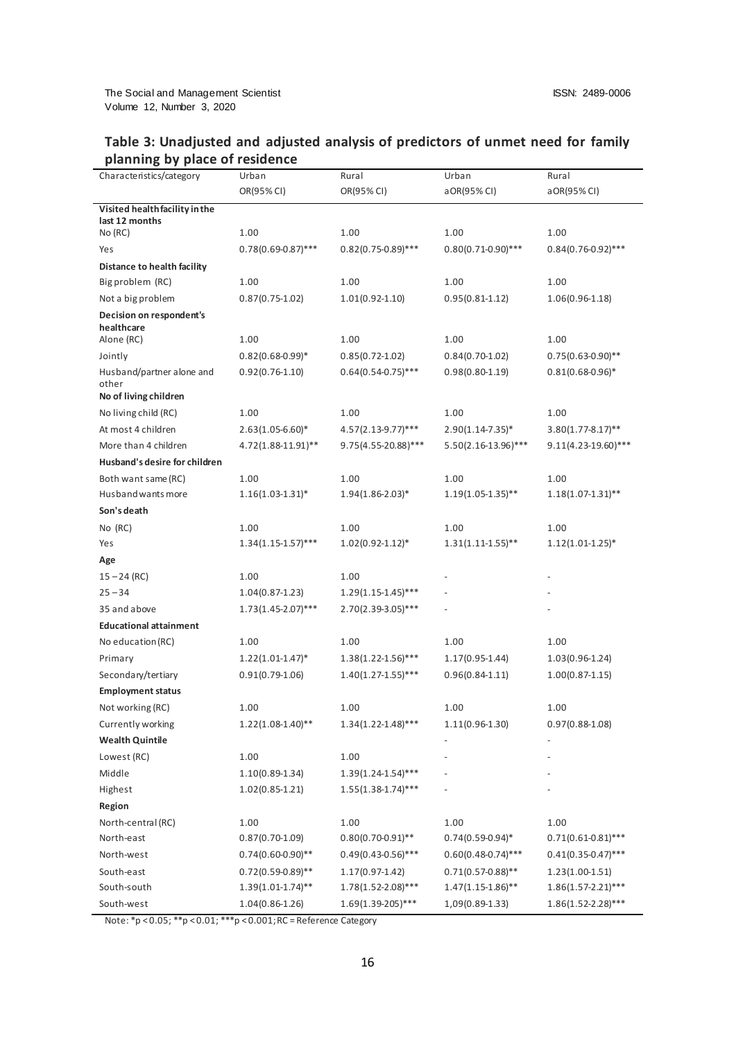**Table 3: Unadjusted and adjusted analysis of predictors of unmet need for family planning by place of residence**

| Characteristics/category | Urban OR(95% CI) | Rural OR(95% CI) | Urban aOR(95% CI) | Rural aOR(95% CI) |
|---|---|---|---|---|
| **Visited health facility in the last 12 months** | | | | |
| No (RC) | 1.00 | 1.00 | 1.00 | 1.00 |
| Yes | 0.78(0.69-0.87)*** | 0.82(0.75-0.89)*** | 0.80(0.71-0.90)*** | 0.84(0.76-0.92)*** |
| **Distance to health facility** | | | | |
| Big problem (RC) | 1.00 | 1.00 | 1.00 | 1.00 |
| Not a big problem | 0.87(0.75-1.02) | 1.01(0.92-1.10) | 0.95(0.81-1.12) | 1.06(0.96-1.18) |
| **Decision on respondent's healthcare** | | | | |
| Alone (RC) | 1.00 | 1.00 | 1.00 | 1.00 |
| Jointly | 0.82(0.68-0.99)* | 0.85(0.72-1.02) | 0.84(0.70-1.02) | 0.75(0.63-0.90)** |
| Husband/partner alone and other | 0.92(0.76-1.10) | 0.64(0.54-0.75)*** | 0.98(0.80-1.19) | 0.81(0.68-0.96)* |
| **No of living children** | | | | |
| No living child (RC) | 1.00 | 1.00 | 1.00 | 1.00 |
| At most 4 children | 2.63(1.05-6.60)* | 4.57(2.13-9.77)*** | 2.90(1.14-7.35)* | 3.80(1.77-8.17)** |
| More than 4 children | 4.72(1.88-11.91)** | 9.75(4.55-20.88)*** | 5.50(2.16-13.96)*** | 9.11(4.23-19.60)*** |
| **Husband's desire for children** | | | | |
| Both want same (RC) | 1.00 | 1.00 | 1.00 | 1.00 |
| Husband wants more | 1.16(1.03-1.31)* | 1.94(1.86-2.03)* | 1.19(1.05-1.35)** | 1.18(1.07-1.31)** |
| **Son's death** | | | | |
| No (RC) | 1.00 | 1.00 | 1.00 | 1.00 |
| Yes | 1.34(1.15-1.57)*** | 1.02(0.92-1.12)* | 1.31(1.11-1.55)** | 1.12(1.01-1.25)* |
| **Age** | | | | |
| 15 – 24 (RC) | 1.00 | 1.00 | - | - |
| 25 – 34 | 1.04(0.87-1.23) | 1.29(1.15-1.45)*** | - | - |
| 35 and above | 1.73(1.45-2.07)*** | 2.70(2.39-3.05)*** | - | - |
| **Educational attainment** | | | | |
| No education (RC) | 1.00 | 1.00 | 1.00 | 1.00 |
| Primary | 1.22(1.01-1.47)* | 1.38(1.22-1.56)*** | 1.17(0.95-1.44) | 1.03(0.96-1.24) |
| Secondary/tertiary | 0.91(0.79-1.06) | 1.40(1.27-1.55)*** | 0.96(0.84-1.11) | 1.00(0.87-1.15) |
| **Employment status** | | | | |
| Not working (RC) | 1.00 | 1.00 | 1.00 | 1.00 |
| Currently working | 1.22(1.08-1.40)** | 1.34(1.22-1.48)*** | 1.11(0.96-1.30) | 0.97(0.88-1.08) |
| **Wealth Quintile** | | | - | - |
| Lowest (RC) | 1.00 | 1.00 | - | - |
| Middle | 1.10(0.89-1.34) | 1.39(1.24-1.54)*** | - | - |
| Highest | 1.02(0.85-1.21) | 1.55(1.38-1.74)*** | - | - |
| **Region** | | | | |
| North-central (RC) | 1.00 | 1.00 | 1.00 | 1.00 |
| North-east | 0.87(0.70-1.09) | 0.80(0.70-0.91)** | 0.74(0.59-0.94)* | 0.71(0.61-0.81)*** |
| North-west | 0.74(0.60-0.90)** | 0.49(0.43-0.56)*** | 0.60(0.48-0.74)*** | 0.41(0.35-0.47)*** |
| South-east | 0.72(0.59-0.89)** | 1.17(0.97-1.42) | 0.71(0.57-0.88)** | 1.23(1.00-1.51) |
| South-south | 1.39(1.01-1.74)** | 1.78(1.52-2.08)*** | 1.47(1.15-1.86)** | 1.86(1.57-2.21)*** |
| South-west | 1.04(0.86-1.26) | 1.69(1.39-205)*** | 1,09(0.89-1.33) | 1.86(1.52-2.28)*** |

Note: *p < 0.05; **p < 0.01; ***p < 0.001; RC = Reference Category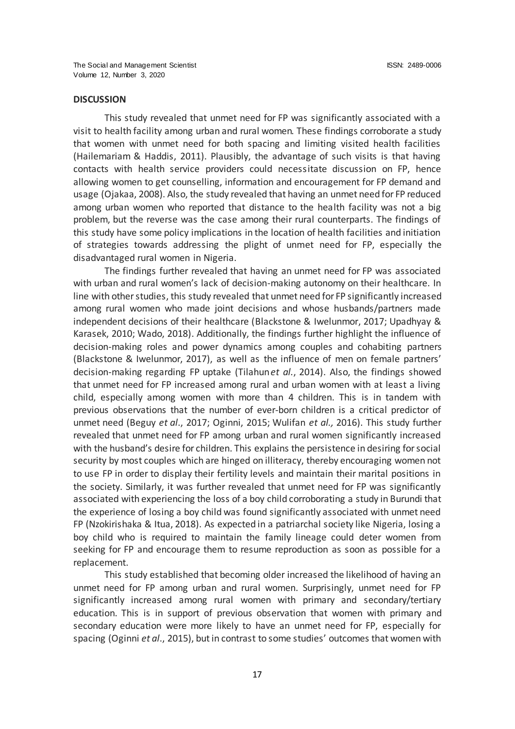## DISCUSSION

This study revealed that unmet need for FP was significantly associated with a visit to health facility among urban and rural women. These findings corroborate a study that women with unmet need for both spacing and limiting visited health facilities (Hailemariam & Haddis, 2011). Plausibly, the advantage of such visits is that having contacts with health service providers could necessitate discussion on FP, hence allowing women to get counselling, information and encouragement for FP demand and usage (Ojakaa, 2008). Also, the study revealed that having an unmet need for FP reduced among urban women who reported that distance to the health facility was not a big problem, but the reverse was the case among their rural counterparts. The findings of this study have some policy implications in the location of health facilities and initiation of strategies towards addressing the plight of unmet need for FP, especially the disadvantaged rural women in Nigeria.

The findings further revealed that having an unmet need for FP was associated with urban and rural women's lack of decision-making autonomy on their healthcare. In line with other studies, this study revealed that unmet need for FP significantly increased among rural women who made joint decisions and whose husbands/partners made independent decisions of their healthcare (Blackstone & Iwelunmor, 2017; Upadhyay & Karasek, 2010; Wado, 2018). Additionally, the findings further highlight the influence of decision-making roles and power dynamics among couples and cohabiting partners (Blackstone & Iwelunmor, 2017), as well as the influence of men on female partners' decision-making regarding FP uptake (Tilahun *et al.*, 2014). Also, the findings showed that unmet need for FP increased among rural and urban women with at least a living child, especially among women with more than 4 children. This is in tandem with previous observations that the number of ever-born children is a critical predictor of unmet need (Beguy *et al.*, 2017; Oginni, 2015; Wulifan *et al.,* 2016). This study further revealed that unmet need for FP among urban and rural women significantly increased with the husband's desire for children. This explains the persistence in desiring for social security by most couples which are hinged on illiteracy, thereby encouraging women not to use FP in order to display their fertility levels and maintain their marital positions in the society. Similarly, it was further revealed that unmet need for FP was significantly associated with experiencing the loss of a boy child corroborating a study in Burundi that the experience of losing a boy child was found significantly associated with unmet need FP (Nzokirishaka & Itua, 2018). As expected in a patriarchal society like Nigeria, losing a boy child who is required to maintain the family lineage could deter women from seeking for FP and encourage them to resume reproduction as soon as possible for a replacement.

This study established that becoming older increased the likelihood of having an unmet need for FP among urban and rural women. Surprisingly, unmet need for FP significantly increased among rural women with primary and secondary/tertiary education. This is in support of previous observation that women with primary and secondary education were more likely to have an unmet need for FP, especially for spacing (Oginni *et al.*, 2015), but in contrast to some studies' outcomes that women with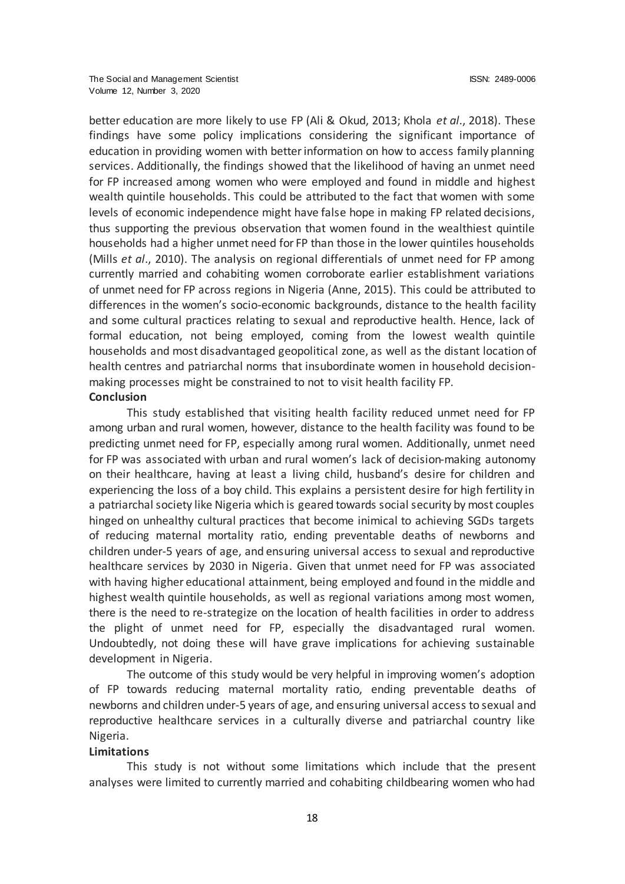better education are more likely to use FP (Ali & Okud, 2013; Khola *et al*., 2018). These findings have some policy implications considering the significant importance of education in providing women with better information on how to access family planning services. Additionally, the findings showed that the likelihood of having an unmet need for FP increased among women who were employed and found in middle and highest wealth quintile households. This could be attributed to the fact that women with some levels of economic independence might have false hope in making FP related decisions, thus supporting the previous observation that women found in the wealthiest quintile households had a higher unmet need for FP than those in the lower quintiles households (Mills *et al*., 2010). The analysis on regional differentials of unmet need for FP among currently married and cohabiting women corroborate earlier establishment variations of unmet need for FP across regions in Nigeria (Anne, 2015). This could be attributed to differences in the women's socio-economic backgrounds, distance to the health facility and some cultural practices relating to sexual and reproductive health. Hence, lack of formal education, not being employed, coming from the lowest wealth quintile households and most disadvantaged geopolitical zone, as well as the distant location of health centres and patriarchal norms that insubordinate women in household decision-making processes might be constrained to not to visit health facility FP.

**Conclusion**

This study established that visiting health facility reduced unmet need for FP among urban and rural women, however, distance to the health facility was found to be predicting unmet need for FP, especially among rural women. Additionally, unmet need for FP was associated with urban and rural women's lack of decision-making autonomy on their healthcare, having at least a living child, husband's desire for children and experiencing the loss of a boy child. This explains a persistent desire for high fertility in a patriarchal society like Nigeria which is geared towards social security by most couples hinged on unhealthy cultural practices that become inimical to achieving SGDs targets of reducing maternal mortality ratio, ending preventable deaths of newborns and children under-5 years of age, and ensuring universal access to sexual and reproductive healthcare services by 2030 in Nigeria. Given that unmet need for FP was associated with having higher educational attainment, being employed and found in the middle and highest wealth quintile households, as well as regional variations among most women, there is the need to re-strategize on the location of health facilities in order to address the plight of unmet need for FP, especially the disadvantaged rural women. Undoubtedly, not doing these will have grave implications for achieving sustainable development in Nigeria.

The outcome of this study would be very helpful in improving women's adoption of FP towards reducing maternal mortality ratio, ending preventable deaths of newborns and children under-5 years of age, and ensuring universal access to sexual and reproductive healthcare services in a culturally diverse and patriarchal country like Nigeria.

**Limitations**

This study is not without some limitations which include that the present analyses were limited to currently married and cohabiting childbearing women who had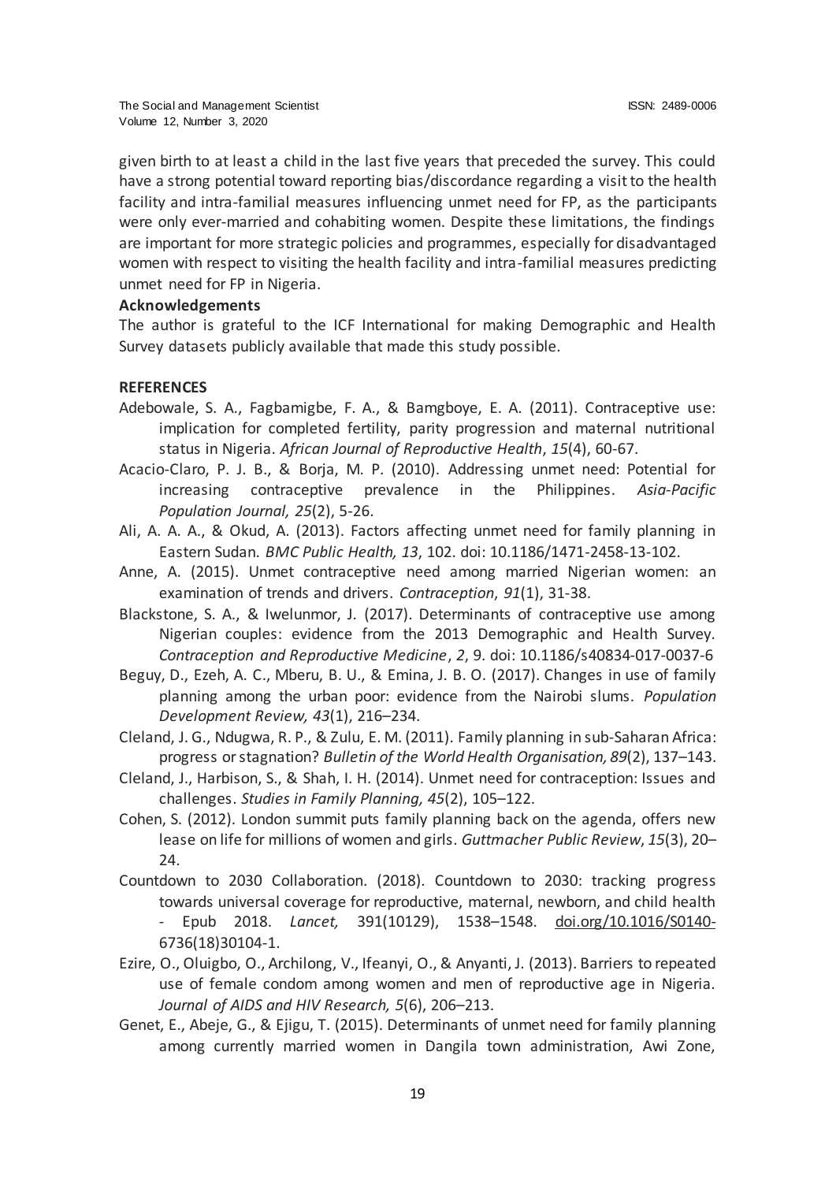given birth to at least a child in the last five years that preceded the survey. This could have a strong potential toward reporting bias/discordance regarding a visit to the health facility and intra-familial measures influencing unmet need for FP, as the participants were only ever-married and cohabiting women. Despite these limitations, the findings are important for more strategic policies and programmes, especially for disadvantaged women with respect to visiting the health facility and intra-familial measures predicting unmet need for FP in Nigeria.

**Acknowledgements**

The author is grateful to the ICF International for making Demographic and Health Survey datasets publicly available that made this study possible.

**REFERENCES**

Adebowale, S. A., Fagbamigbe, F. A., & Bamgboye, E. A. (2011). Contraceptive use: implication for completed fertility, parity progression and maternal nutritional status in Nigeria. *African Journal of Reproductive Health*, *15*(4), 60-67.

Acacio-Claro, P. J. B., & Borja, M. P. (2010). Addressing unmet need: Potential for increasing contraceptive prevalence in the Philippines. *Asia-Pacific Population Journal, 25*(2), 5-26.

Ali, A. A. A., & Okud, A. (2013). Factors affecting unmet need for family planning in Eastern Sudan. *BMC Public Health, 13*, 102. doi: 10.1186/1471-2458-13-102.

Anne, A. (2015). Unmet contraceptive need among married Nigerian women: an examination of trends and drivers. *Contraception*, *91*(1), 31-38.

Blackstone, S. A., & Iwelunmor, J. (2017). Determinants of contraceptive use among Nigerian couples: evidence from the 2013 Demographic and Health Survey. *Contraception and Reproductive Medicine*, *2*, 9. doi: 10.1186/s40834-017-0037-6

Beguy, D., Ezeh, A. C., Mberu, B. U., & Emina, J. B. O. (2017). Changes in use of family planning among the urban poor: evidence from the Nairobi slums. *Population Development Review, 43*(1), 216–234.

Cleland, J. G., Ndugwa, R. P., & Zulu, E. M. (2011). Family planning in sub-Saharan Africa: progress or stagnation? *Bulletin of the World Health Organisation, 89*(2), 137–143.

Cleland, J., Harbison, S., & Shah, I. H. (2014). Unmet need for contraception: Issues and challenges. *Studies in Family Planning, 45*(2), 105–122.

Cohen, S. (2012). London summit puts family planning back on the agenda, offers new lease on life for millions of women and girls. *Guttmacher Public Review*, *15*(3), 20–24.

Countdown to 2030 Collaboration. (2018). Countdown to 2030: tracking progress towards universal coverage for reproductive, maternal, newborn, and child health - Epub 2018. *Lancet,* 391(10129), 1538–1548. doi.org/10.1016/S0140-6736(18)30104-1.

Ezire, O., Oluigbo, O., Archilong, V., Ifeanyi, O., & Anyanti, J. (2013). Barriers to repeated use of female condom among women and men of reproductive age in Nigeria. *Journal of AIDS and HIV Research, 5*(6), 206–213.

Genet, E., Abeje, G., & Ejigu, T. (2015). Determinants of unmet need for family planning among currently married women in Dangila town administration, Awi Zone,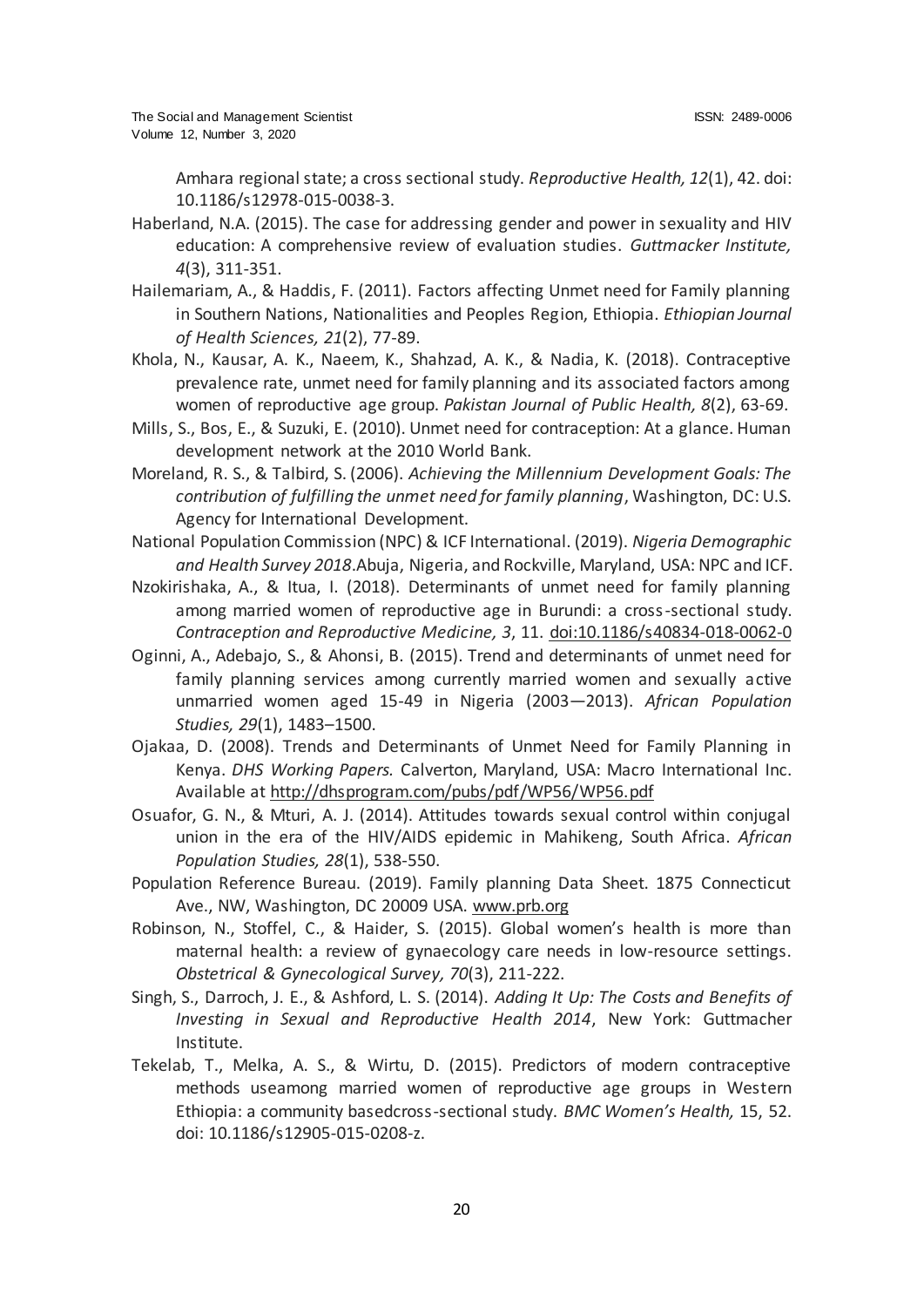Amhara regional state; a cross sectional study. *Reproductive Health, 12*(1), 42. doi: 10.1186/s12978-015-0038-3.

Haberland, N.A. (2015). The case for addressing gender and power in sexuality and HIV education: A comprehensive review of evaluation studies. *Guttmacker Institute, 4*(3), 311-351.

Hailemariam, A., & Haddis, F. (2011). Factors affecting Unmet need for Family planning in Southern Nations, Nationalities and Peoples Region, Ethiopia. *Ethiopian Journal of Health Sciences, 21*(2), 77-89.

Khola, N., Kausar, A. K., Naeem, K., Shahzad, A. K., & Nadia, K. (2018). Contraceptive prevalence rate, unmet need for family planning and its associated factors among women of reproductive age group. *Pakistan Journal of Public Health, 8*(2), 63-69.

Mills, S., Bos, E., & Suzuki, E. (2010). Unmet need for contraception: At a glance. Human development network at the 2010 World Bank.

Moreland, R. S., & Talbird, S. (2006). *Achieving the Millennium Development Goals: The contribution of fulfilling the unmet need for family planning*, Washington, DC: U.S. Agency for International Development.

National Population Commission (NPC) & ICF International. (2019). *Nigeria Demographic and Health Survey 2018*.Abuja, Nigeria, and Rockville, Maryland, USA: NPC and ICF.

Nzokirishaka, A., & Itua, I. (2018). Determinants of unmet need for family planning among married women of reproductive age in Burundi: a cross-sectional study. *Contraception and Reproductive Medicine, 3*, 11. doi:10.1186/s40834-018-0062-0

Oginni, A., Adebajo, S., & Ahonsi, B. (2015). Trend and determinants of unmet need for family planning services among currently married women and sexually active unmarried women aged 15-49 in Nigeria (2003—2013). *African Population Studies, 29*(1), 1483–1500.

Ojakaa, D. (2008). Trends and Determinants of Unmet Need for Family Planning in Kenya. *DHS Working Papers.* Calverton, Maryland, USA: Macro International Inc. Available at http://dhsprogram.com/pubs/pdf/WP56/WP56.pdf

Osuafor, G. N., & Mturi, A. J. (2014). Attitudes towards sexual control within conjugal union in the era of the HIV/AIDS epidemic in Mahikeng, South Africa. *African Population Studies, 28*(1), 538-550.

Population Reference Bureau. (2019). Family planning Data Sheet. 1875 Connecticut Ave., NW, Washington, DC 20009 USA. www.prb.org

Robinson, N., Stoffel, C., & Haider, S. (2015). Global women's health is more than maternal health: a review of gynaecology care needs in low-resource settings. *Obstetrical & Gynecological Survey, 70*(3), 211-222.

Singh, S., Darroch, J. E., & Ashford, L. S. (2014). *Adding It Up: The Costs and Benefits of Investing in Sexual and Reproductive Health 2014*, New York: Guttmacher Institute.

Tekelab, T., Melka, A. S., & Wirtu, D. (2015). Predictors of modern contraceptive methods useamong married women of reproductive age groups in Western Ethiopia: a community basedcross-sectional study. *BMC Women's Health,* 15, 52. doi: 10.1186/s12905-015-0208-z.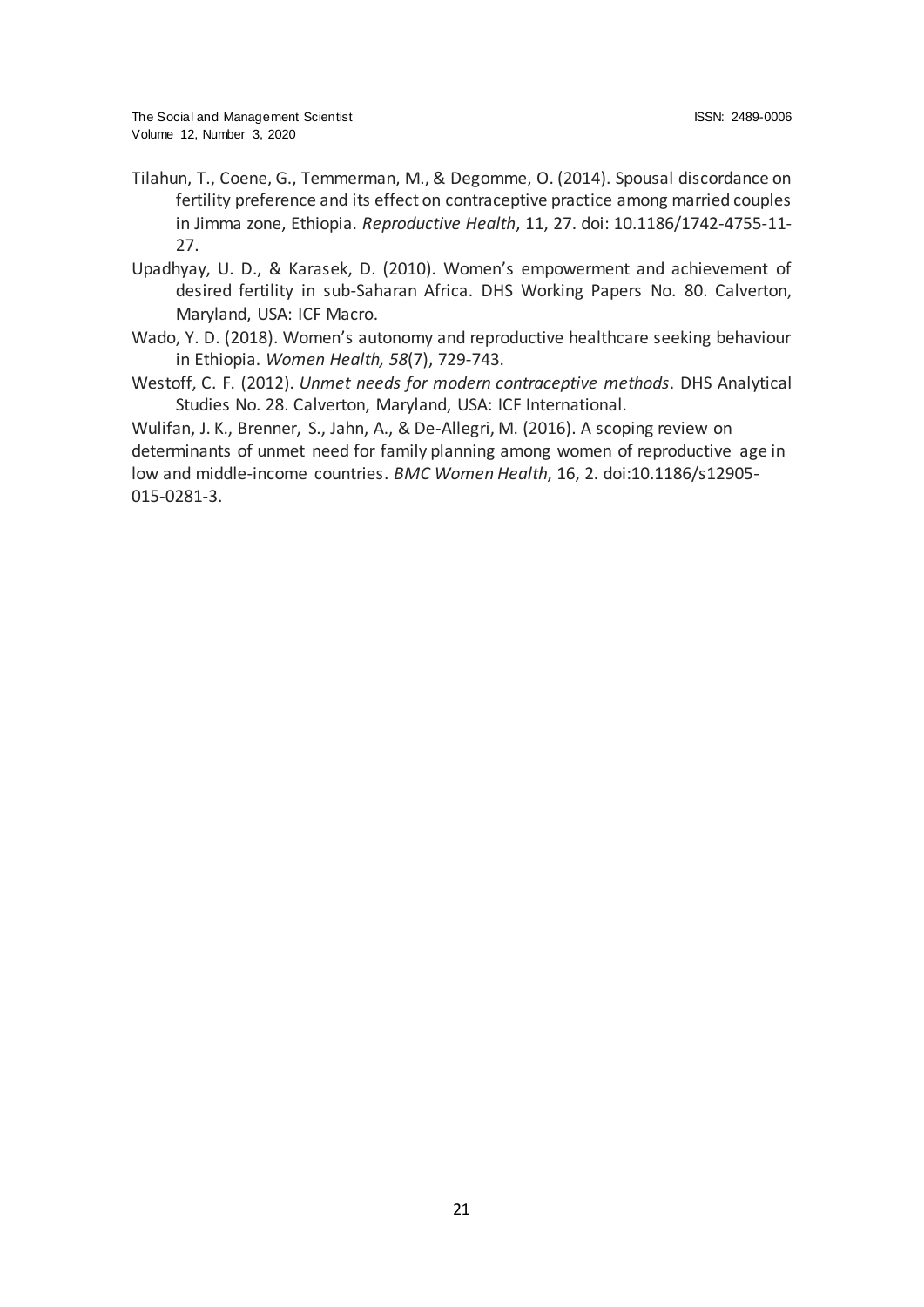Tilahun, T., Coene, G., Temmerman, M., & Degomme, O. (2014). Spousal discordance on fertility preference and its effect on contraceptive practice among married couples in Jimma zone, Ethiopia. *Reproductive Health*, 11, 27. doi: 10.1186/1742-4755-11-27.

Upadhyay, U. D., & Karasek, D. (2010). Women's empowerment and achievement of desired fertility in sub-Saharan Africa. DHS Working Papers No. 80. Calverton, Maryland, USA: ICF Macro.

Wado, Y. D. (2018). Women's autonomy and reproductive healthcare seeking behaviour in Ethiopia. *Women Health, 58*(7), 729-743.

Westoff, C. F. (2012). *Unmet needs for modern contraceptive methods*. DHS Analytical Studies No. 28. Calverton, Maryland, USA: ICF International.

Wulifan, J. K., Brenner, S., Jahn, A., & De-Allegri, M. (2016). A scoping review on determinants of unmet need for family planning among women of reproductive age in low and middle-income countries. *BMC Women Health*, 16, 2. doi:10.1186/s12905-015-0281-3.